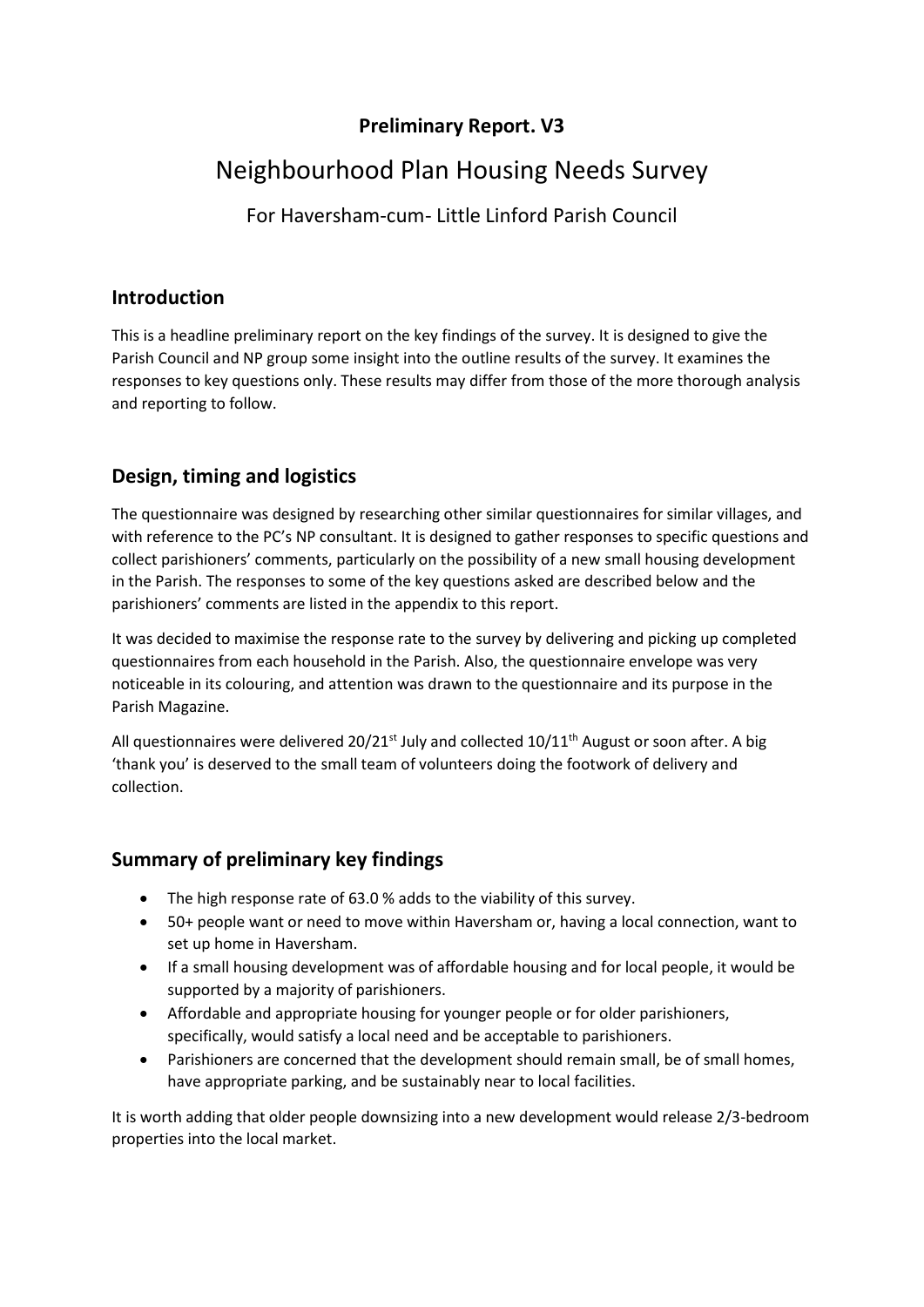**Preliminary Report. V3**

# Neighbourhood Plan Housing Needs Survey

For Haversham-cum- Little Linford Parish Council

## Introduction

This is a headline preliminary report on the key findings of the survey. It is designed to give the Parish Council and NP group some insight into the outline results of the survey. It examines the responses to key questions only. These results may differ from those of the more thorough analysis and reporting to follow.

## Design, timing and logistics

The questionnaire was designed by researching other similar questionnaires for similar villages, and with reference to the PC's NP consultant. It is designed to gather responses to specific questions and collect parishioners' comments, particularly on the possibility of a new small housing development in the Parish. The responses to some of the key questions asked are described below and the parishioners' comments are listed in the appendix to this report.

It was decided to maximise the response rate to the survey by delivering and picking up completed questionnaires from each household in the Parish. Also, the questionnaire envelope was very noticeable in its colouring, and attention was drawn to the questionnaire and its purpose in the Parish Magazine.

All questionnaires were delivered 20/21st July and collected 10/11th August or soon after. A big 'thank you' is deserved to the small team of volunteers doing the footwork of delivery and collection.

## Summary of preliminary key findings

- The high response rate of 63.0 % adds to the viability of this survey.
- 50+ people want or need to move within Haversham or, having a local connection, want to set up home in Haversham.
- If a small housing development was of affordable housing and for local people, it would be supported by a majority of parishioners.
- Affordable and appropriate housing for younger people or for older parishioners, specifically, would satisfy a local need and be acceptable to parishioners.
- Parishioners are concerned that the development should remain small, be of small homes, have appropriate parking, and be sustainably near to local facilities.

It is worth adding that older people downsizing into a new development would release 2/3-bedroom properties into the local market.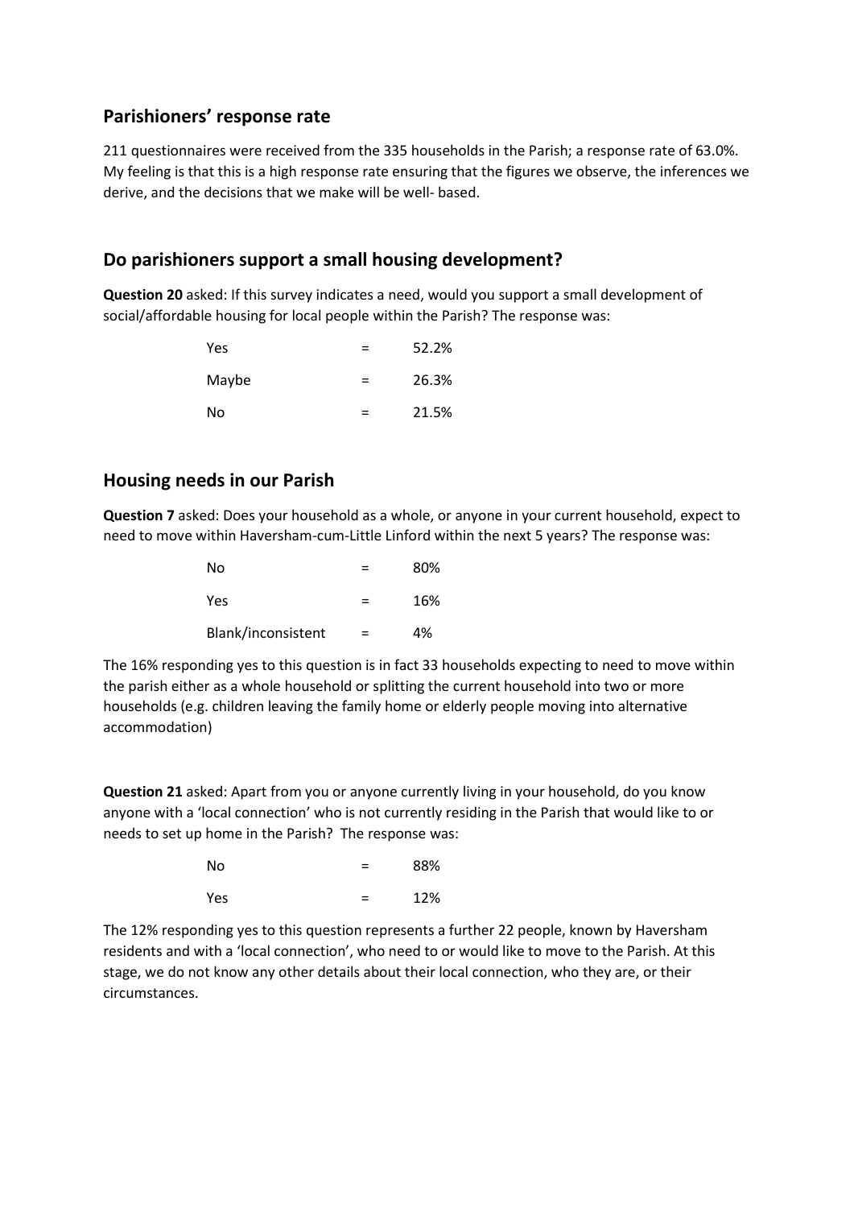## Parishioners' response rate

211 questionnaires were received from the 335 households in the Parish; a response rate of 63.0%. My feeling is that this is a high response rate ensuring that the figures we observe, the inferences we derive, and the decisions that we make will be well- based.

## Do parishioners support a small housing development?

**Question 20** asked: If this survey indicates a need, would you support a small development of social/affordable housing for local people within the Parish? The response was:

| | | |
|---|---|---|
| Yes | = | 52.2% |
| Maybe | = | 26.3% |
| No | = | 21.5% |

## Housing needs in our Parish

**Question 7** asked: Does your household as a whole, or anyone in your current household, expect to need to move within Haversham-cum-Little Linford within the next 5 years? The response was:

| | | |
|---|---|---|
| No | = | 80% |
| Yes | = | 16% |
| Blank/inconsistent | = | 4% |

The 16% responding yes to this question is in fact 33 households expecting to need to move within the parish either as a whole household or splitting the current household into two or more households (e.g. children leaving the family home or elderly people moving into alternative accommodation)

**Question 21** asked: Apart from you or anyone currently living in your household, do you know anyone with a 'local connection' who is not currently residing in the Parish that would like to or needs to set up home in the Parish? The response was:

| | | |
|---|---|---|
| No | = | 88% |
| Yes | = | 12% |

The 12% responding yes to this question represents a further 22 people, known by Haversham residents and with a 'local connection', who need to or would like to move to the Parish. At this stage, we do not know any other details about their local connection, who they are, or their circumstances.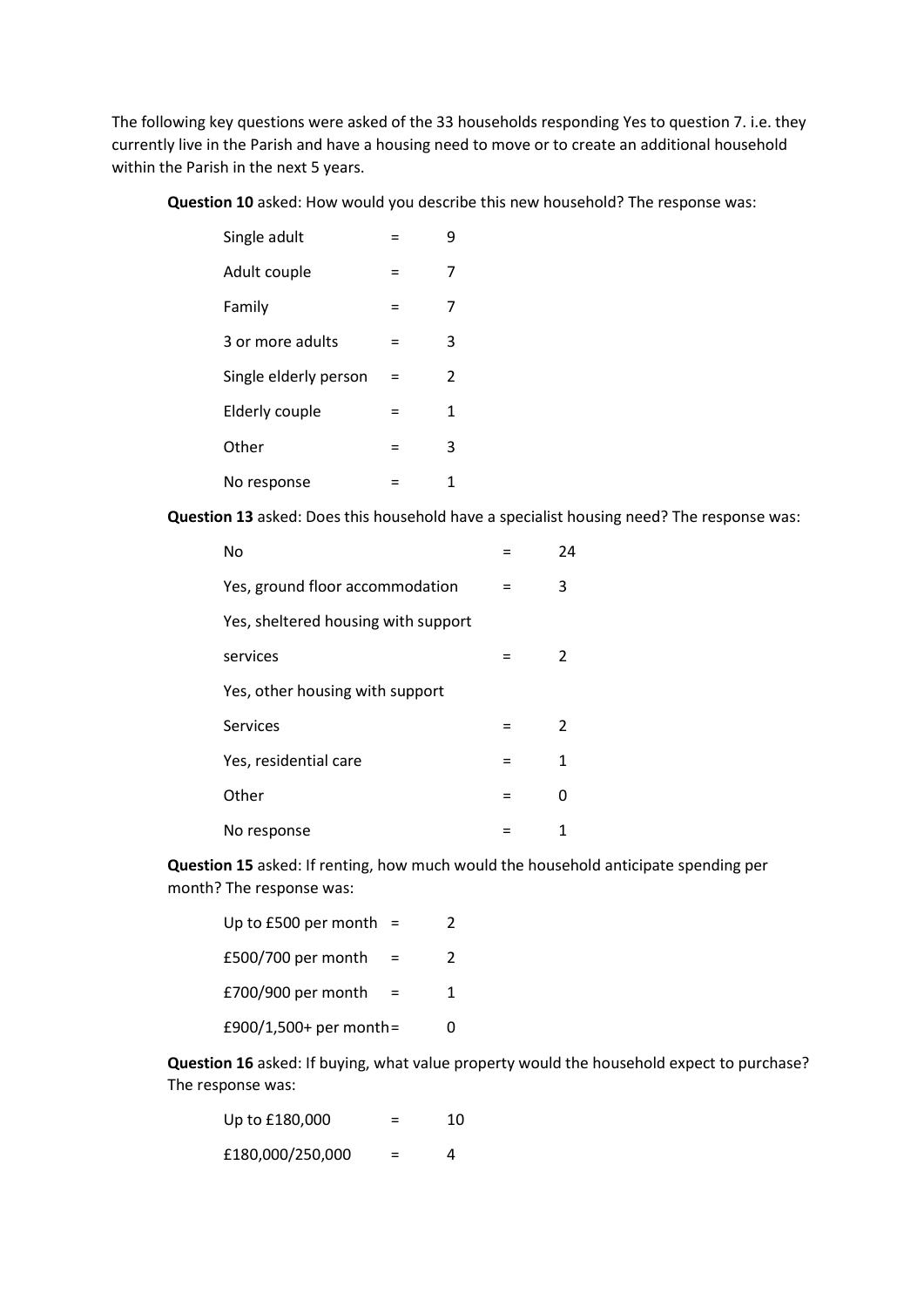The following key questions were asked of the 33 households responding Yes to question 7. i.e. they currently live in the Parish and have a housing need to move or to create an additional household within the Parish in the next 5 years.

**Question 10** asked: How would you describe this new household? The response was:

| | | |
|---|---|---|
| Single adult | = | 9 |
| Adult couple | = | 7 |
| Family | = | 7 |
| 3 or more adults | = | 3 |
| Single elderly person | = | 2 |
| Elderly couple | = | 1 |
| Other | = | 3 |
| No response | = | 1 |

**Question 13** asked: Does this household have a specialist housing need? The response was:

| | | |
|---|---|---|
| No | = | 24 |
| Yes, ground floor accommodation | = | 3 |
| Yes, sheltered housing with support services | = | 2 |
| Yes, other housing with support Services | = | 2 |
| Yes, residential care | = | 1 |
| Other | = | 0 |
| No response | = | 1 |

**Question 15** asked: If renting, how much would the household anticipate spending per month? The response was:

| | | |
|---|---|---|
| Up to £500 per month | = | 2 |
| £500/700 per month | = | 2 |
| £700/900 per month | = | 1 |
| £900/1,500+ per month | = | 0 |

**Question 16** asked: If buying, what value property would the household expect to purchase? The response was:

| | | |
|---|---|---|
| Up to £180,000 | = | 10 |
| £180,000/250,000 | = | 4 |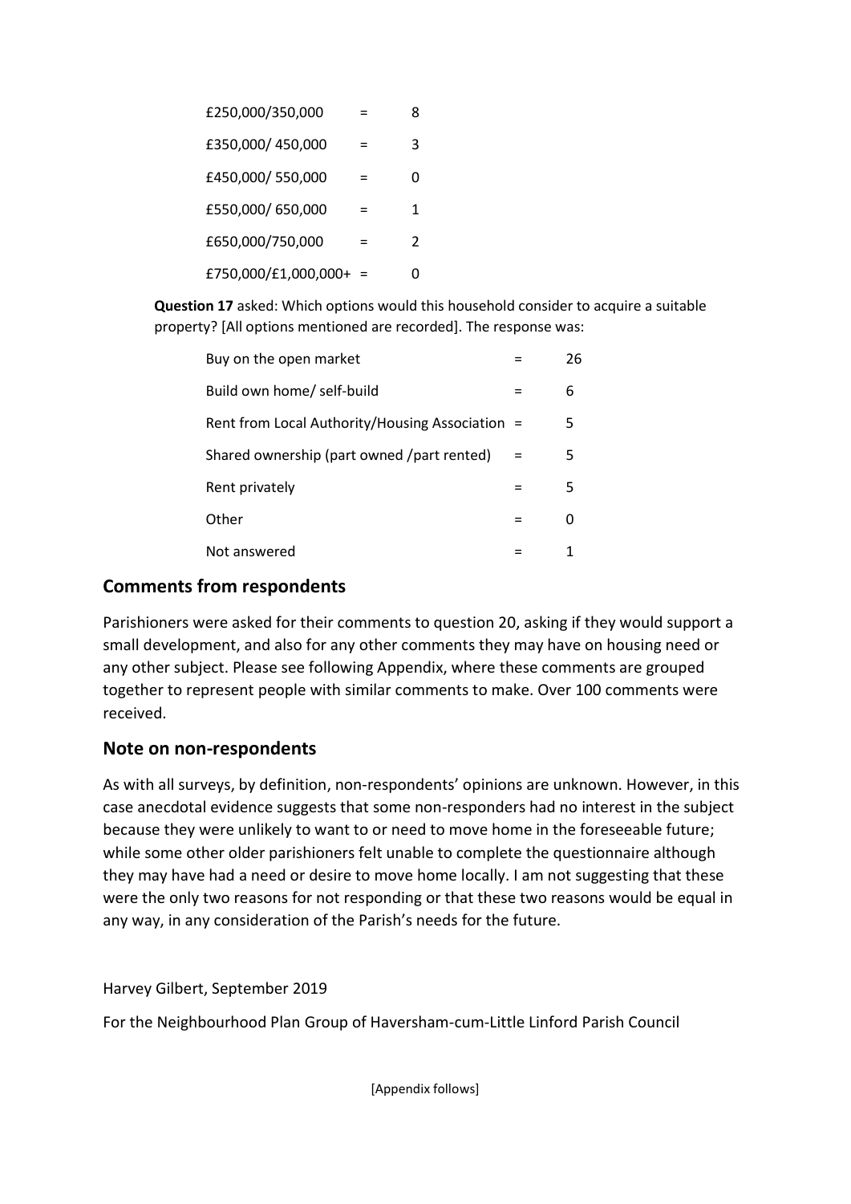| | | |
|---|---|---|
| £250,000/350,000 | = | 8 |
| £350,000/ 450,000 | = | 3 |
| £450,000/ 550,000 | = | 0 |
| £550,000/ 650,000 | = | 1 |
| £650,000/750,000 | = | 2 |
| £750,000/£1,000,000+ | = | 0 |

**Question 17** asked: Which options would this household consider to acquire a suitable property? [All options mentioned are recorded]. The response was:

| | | |
|---|---|---|
| Buy on the open market | = | 26 |
| Build own home/ self-build | = | 6 |
| Rent from Local Authority/Housing Association | = | 5 |
| Shared ownership (part owned /part rented) | = | 5 |
| Rent privately | = | 5 |
| Other | = | 0 |
| Not answered | = | 1 |

## Comments from respondents

Parishioners were asked for their comments to question 20, asking if they would support a small development, and also for any other comments they may have on housing need or any other subject. Please see following Appendix, where these comments are grouped together to represent people with similar comments to make. Over 100 comments were received.

## Note on non-respondents

As with all surveys, by definition, non-respondents' opinions are unknown. However, in this case anecdotal evidence suggests that some non-responders had no interest in the subject because they were unlikely to want to or need to move home in the foreseeable future; while some other older parishioners felt unable to complete the questionnaire although they may have had a need or desire to move home locally. I am not suggesting that these were the only two reasons for not responding or that these two reasons would be equal in any way, in any consideration of the Parish's needs for the future.

Harvey Gilbert, September 2019

For the Neighbourhood Plan Group of Haversham-cum-Little Linford Parish Council

[Appendix follows]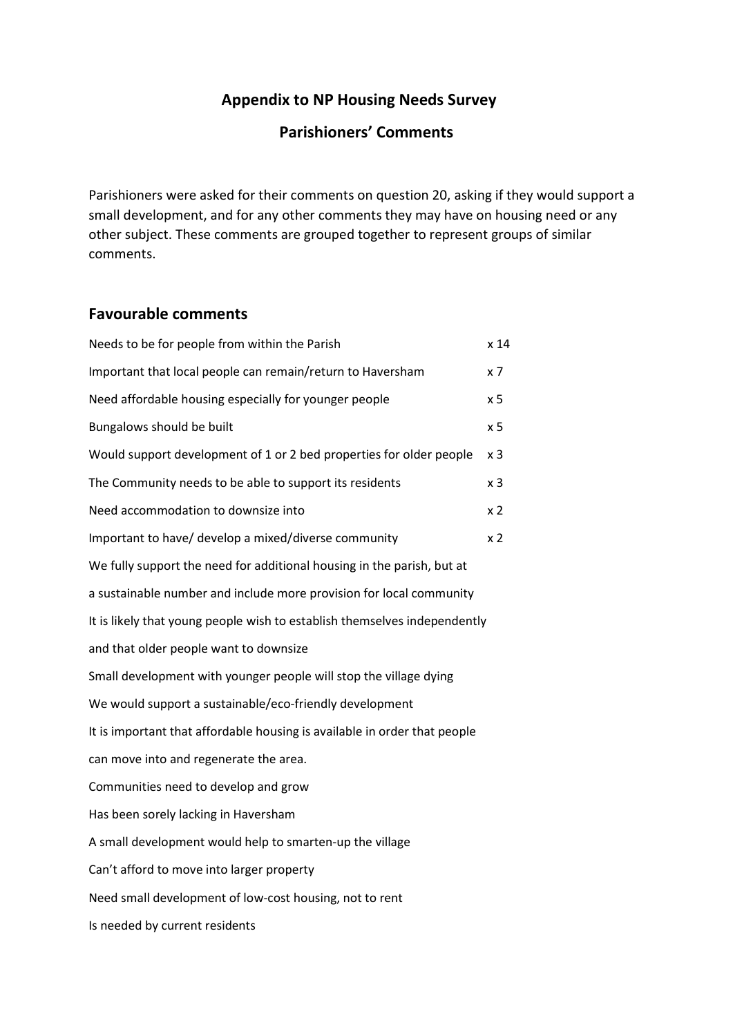**Appendix to NP Housing Needs Survey**

**Parishioners' Comments**

Parishioners were asked for their comments on question 20, asking if they would support a small development, and for any other comments they may have on housing need or any other subject. These comments are grouped together to represent groups of similar comments.

## Favourable comments

| Comment | Count |
| --- | --- |
| Needs to be for people from within the Parish | x 14 |
| Important that local people can remain/return to Haversham | x 7 |
| Need affordable housing especially for younger people | x 5 |
| Bungalows should be built | x 5 |
| Would support development of 1 or 2 bed properties for older people | x 3 |
| The Community needs to be able to support its residents | x 3 |
| Need accommodation to downsize into | x 2 |
| Important to have/ develop a mixed/diverse community | x 2 |

We fully support the need for additional housing in the parish, but at a sustainable number and include more provision for local community

It is likely that young people wish to establish themselves independently and that older people want to downsize

Small development with younger people will stop the village dying

We would support a sustainable/eco-friendly development

It is important that affordable housing is available in order that people can move into and regenerate the area.

Communities need to develop and grow

Has been sorely lacking in Haversham

A small development would help to smarten-up the village

Can't afford to move into larger property

Need small development of low-cost housing, not to rent

Is needed by current residents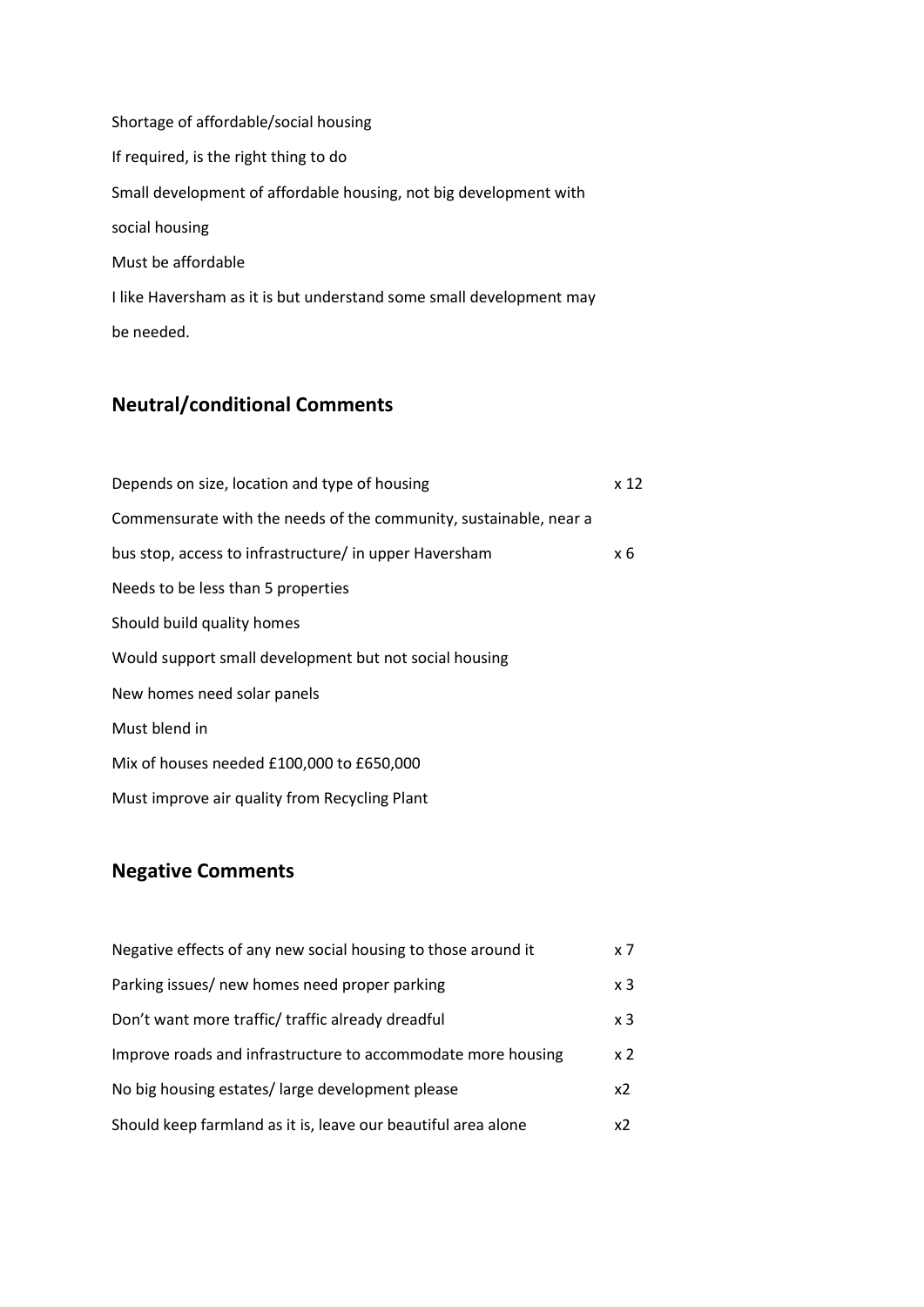Shortage of affordable/social housing

If required, is the right thing to do

Small development of affordable housing, not big development with social housing

Must be affordable

I like Haversham as it is but understand some small development may be needed.

## Neutral/conditional Comments

| | |
|---|---|
| Depends on size, location and type of housing | x 12 |
| Commensurate with the needs of the community, sustainable, near a bus stop, access to infrastructure/ in upper Haversham | x 6 |
| Needs to be less than 5 properties | |
| Should build quality homes | |
| Would support small development but not social housing | |
| New homes need solar panels | |
| Must blend in | |
| Mix of houses needed £100,000 to £650,000 | |
| Must improve air quality from Recycling Plant | |

## Negative Comments

| | |
|---|---|
| Negative effects of any new social housing to those around it | x 7 |
| Parking issues/ new homes need proper parking | x 3 |
| Don't want more traffic/ traffic already dreadful | x 3 |
| Improve roads and infrastructure to accommodate more housing | x 2 |
| No big housing estates/ large development please | x2 |
| Should keep farmland as it is, leave our beautiful area alone | x2 |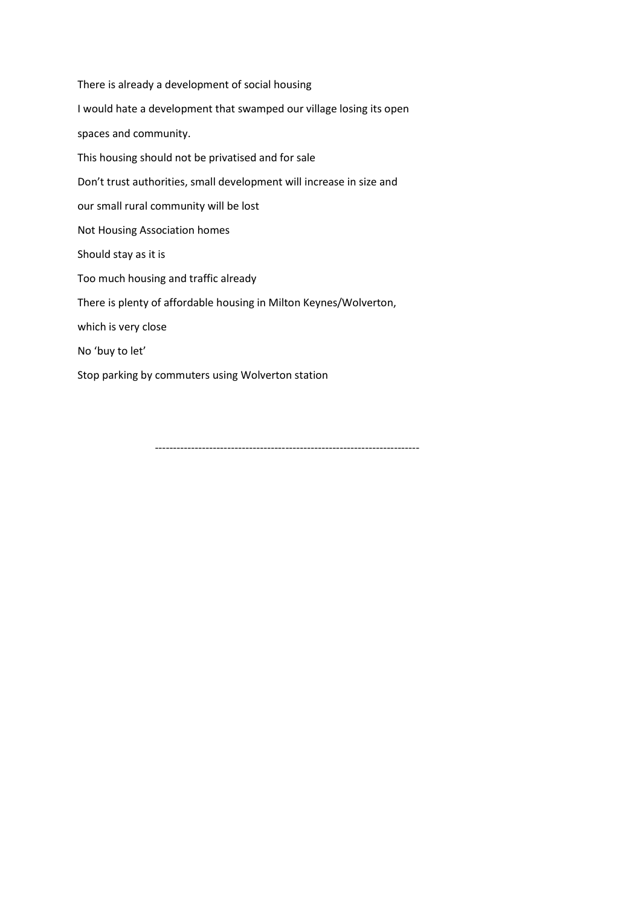There is already a development of social housing

I would hate a development that swamped our village losing its open spaces and community.

This housing should not be privatised and for sale

Don't trust authorities, small development will increase in size and our small rural community will be lost

Not Housing Association homes

Should stay as it is

Too much housing and traffic already

There is plenty of affordable housing in Milton Keynes/Wolverton, which is very close

No 'buy to let'

Stop parking by commuters using Wolverton station

---